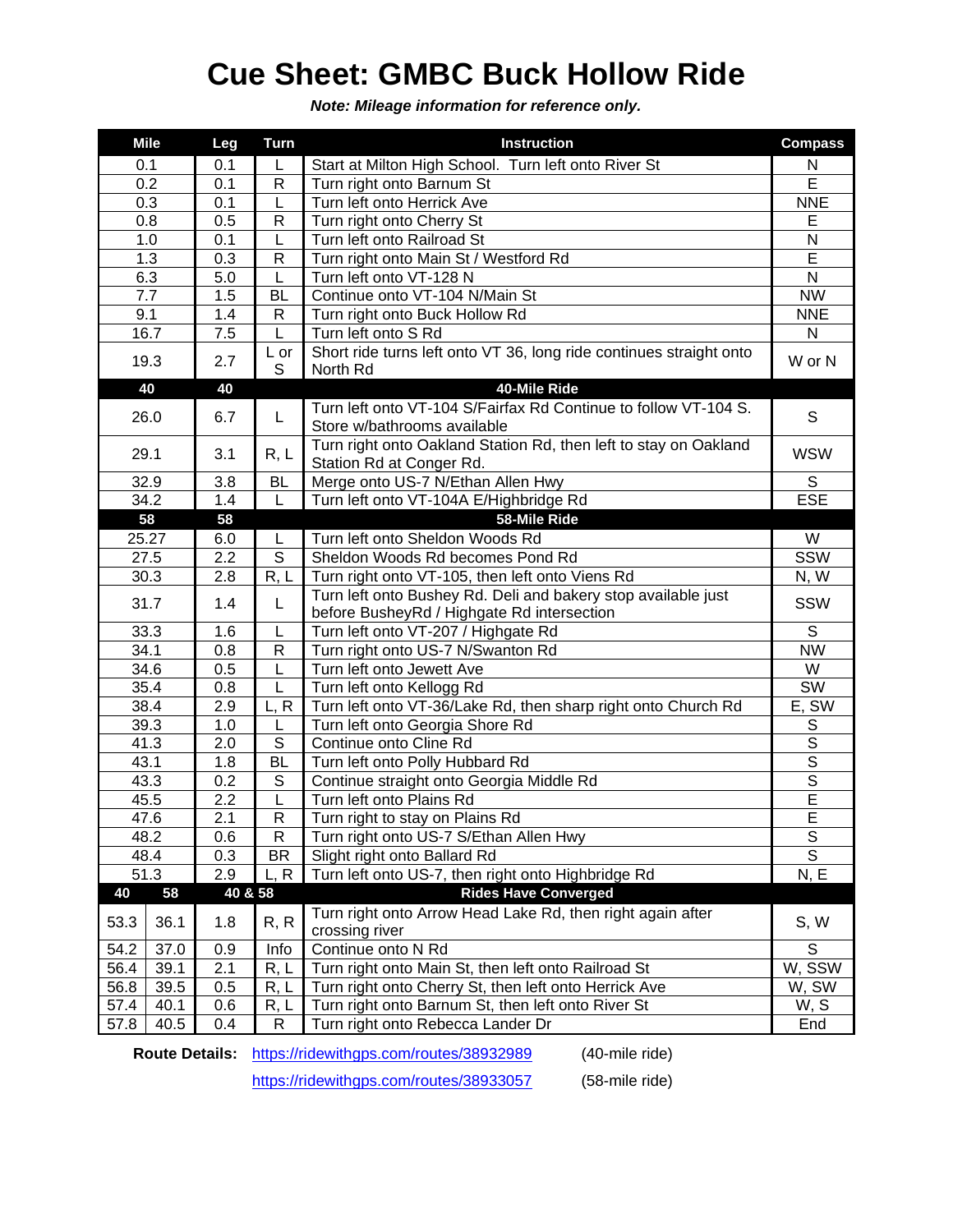# Cue Sheet: GMBC Buck Hollow Ride

***Note: Mileage information for reference only.***

| Mile | Leg | Turn | Instruction | Compass |
|---|---|---|---|---|
| 0.1 | 0.1 | L | Start at Milton High School. Turn left onto River St | N |
| 0.2 | 0.1 | R | Turn right onto Barnum St | E |
| 0.3 | 0.1 | L | Turn left onto Herrick Ave | NNE |
| 0.8 | 0.5 | R | Turn right onto Cherry St | E |
| 1.0 | 0.1 | L | Turn left onto Railroad St | N |
| 1.3 | 0.3 | R | Turn right onto Main St / Westford Rd | E |
| 6.3 | 5.0 | L | Turn left onto VT-128 N | N |
| 7.7 | 1.5 | BL | Continue onto VT-104 N/Main St | NW |
| 9.1 | 1.4 | R | Turn right onto Buck Hollow Rd | NNE |
| 16.7 | 7.5 | L | Turn left onto S Rd | N |
| 19.3 | 2.7 | L or S | Short ride turns left onto VT 36, long ride continues straight onto North Rd | W or N |
| **40** | **40** | | **40-Mile Ride** | |
| 26.0 | 6.7 | L | Turn left onto VT-104 S/Fairfax Rd Continue to follow VT-104 S. Store w/bathrooms available | S |
| 29.1 | 3.1 | R, L | Turn right onto Oakland Station Rd, then left to stay on Oakland Station Rd at Conger Rd. | WSW |
| 32.9 | 3.8 | BL | Merge onto US-7 N/Ethan Allen Hwy | S |
| 34.2 | 1.4 | L | Turn left onto VT-104A E/Highbridge Rd | ESE |
| **58** | **58** | | **58-Mile Ride** | |
| 25.27 | 6.0 | L | Turn left onto Sheldon Woods Rd | W |
| 27.5 | 2.2 | S | Sheldon Woods Rd becomes Pond Rd | SSW |
| 30.3 | 2.8 | R, L | Turn right onto VT-105, then left onto Viens Rd | N, W |
| 31.7 | 1.4 | L | Turn left onto Bushey Rd. Deli and bakery stop available just before BusheyRd / Highgate Rd intersection | SSW |
| 33.3 | 1.6 | L | Turn left onto VT-207 / Highgate Rd | S |
| 34.1 | 0.8 | R | Turn right onto US-7 N/Swanton Rd | NW |
| 34.6 | 0.5 | L | Turn left onto Jewett Ave | W |
| 35.4 | 0.8 | L | Turn left onto Kellogg Rd | SW |
| 38.4 | 2.9 | L, R | Turn left onto VT-36/Lake Rd, then sharp right onto Church Rd | E, SW |
| 39.3 | 1.0 | L | Turn left onto Georgia Shore Rd | S |
| 41.3 | 2.0 | S | Continue onto Cline Rd | S |
| 43.1 | 1.8 | BL | Turn left onto Polly Hubbard Rd | S |
| 43.3 | 0.2 | S | Continue straight onto Georgia Middle Rd | S |
| 45.5 | 2.2 | L | Turn left onto Plains Rd | E |
| 47.6 | 2.1 | R | Turn right to stay on Plains Rd | E |
| 48.2 | 0.6 | R | Turn right onto US-7 S/Ethan Allen Hwy | S |
| 48.4 | 0.3 | BR | Slight right onto Ballard Rd | S |
| 51.3 | 2.9 | L, R | Turn left onto US-7, then right onto Highbridge Rd | N, E |
| **40 / 58** | **40 & 58** | | **Rides Have Converged** | |
| 53.3 / 36.1 | 1.8 | R, R | Turn right onto Arrow Head Lake Rd, then right again after crossing river | S, W |
| 54.2 / 37.0 | 0.9 | Info | Continue onto N Rd | S |
| 56.4 / 39.1 | 2.1 | R, L | Turn right onto Main St, then left onto Railroad St | W, SSW |
| 56.8 / 39.5 | 0.5 | R, L | Turn right onto Cherry St, then left onto Herrick Ave | W, SW |
| 57.4 / 40.1 | 0.6 | R, L | Turn right onto Barnum St, then left onto River St | W, S |
| 57.8 / 40.5 | 0.4 | R | Turn right onto Rebecca Lander Dr | End |

**Route Details:** https://ridewithgps.com/routes/38932989 (40-mile ride)

https://ridewithgps.com/routes/38933057 (58-mile ride)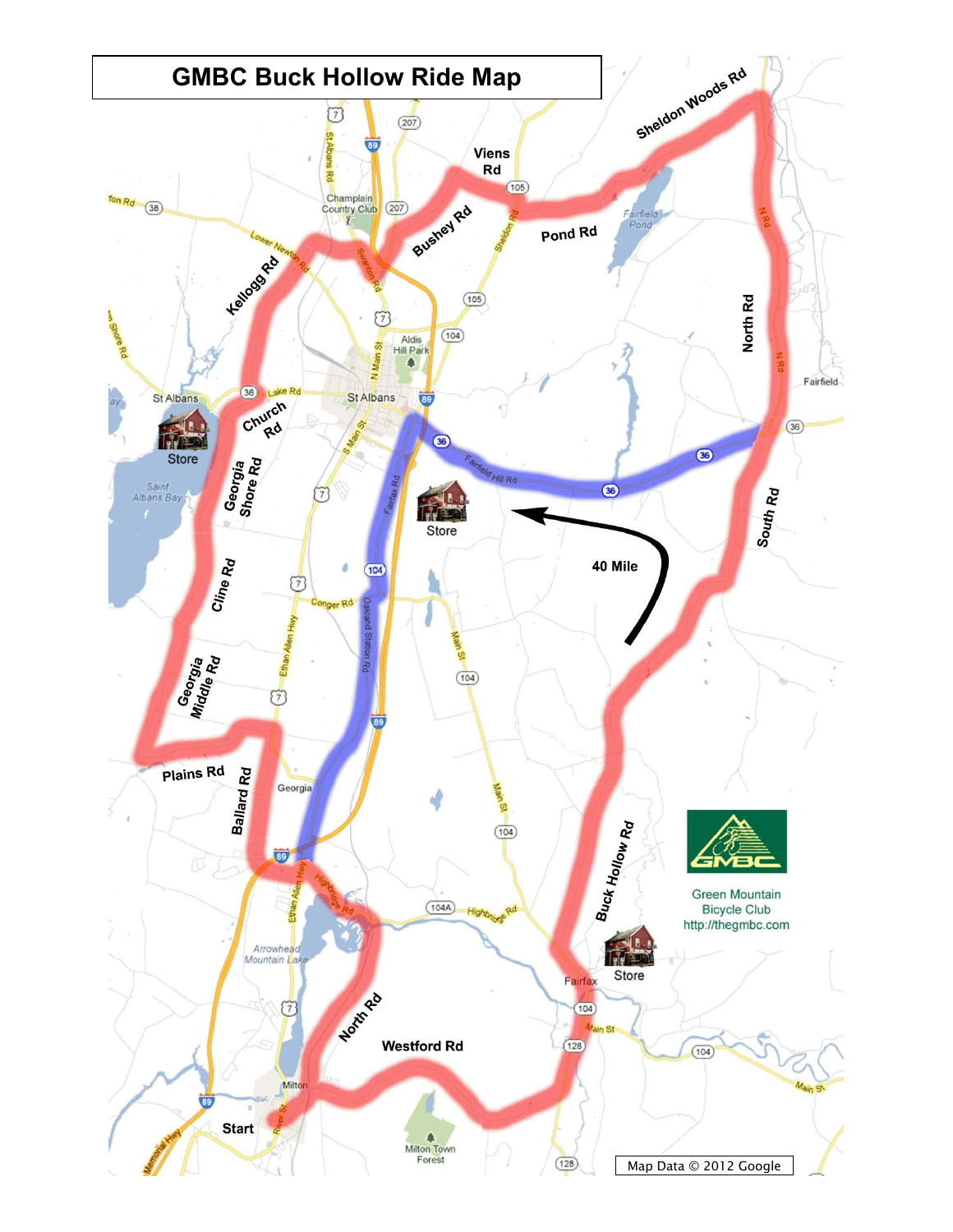# GMBC Buck Hollow Ride Map

Sheldon Woods Rd

Viens Rd

Bushey Rd

Pond Rd

Kellogg Rd

North Rd

Church Rd

St Albans

Store

Georgia Shore Rd

Store

40 Mile

South Rd

Cline Rd

Georgia Middle Rd

Plains Rd

Ballard Rd

Buck Hollow Rd

Green Mountain Bicycle Club
http://thegmbc.com

Store

North Rd

Westford Rd

Start

Map Data © 2012 Google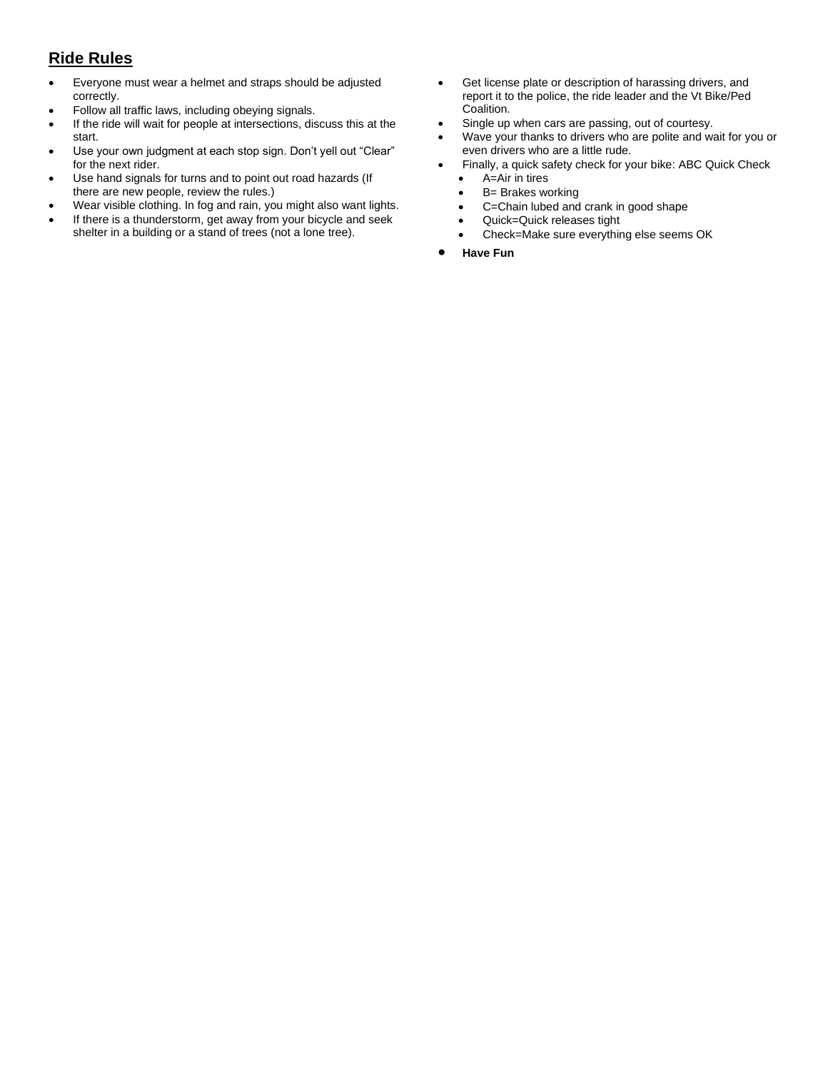## Ride Rules

- Everyone must wear a helmet and straps should be adjusted correctly.
- Follow all traffic laws, including obeying signals.
- If the ride will wait for people at intersections, discuss this at the start.
- Use your own judgment at each stop sign. Don't yell out "Clear" for the next rider.
- Use hand signals for turns and to point out road hazards (If there are new people, review the rules.)
- Wear visible clothing. In fog and rain, you might also want lights.
- If there is a thunderstorm, get away from your bicycle and seek shelter in a building or a stand of trees (not a lone tree).
- Get license plate or description of harassing drivers, and report it to the police, the ride leader and the Vt Bike/Ped Coalition.
- Single up when cars are passing, out of courtesy.
- Wave your thanks to drivers who are polite and wait for you or even drivers who are a little rude.
- Finally, a quick safety check for your bike: ABC Quick Check
  - A=Air in tires
  - B= Brakes working
  - C=Chain lubed and crank in good shape
  - Quick=Quick releases tight
  - Check=Make sure everything else seems OK
- **Have Fun**